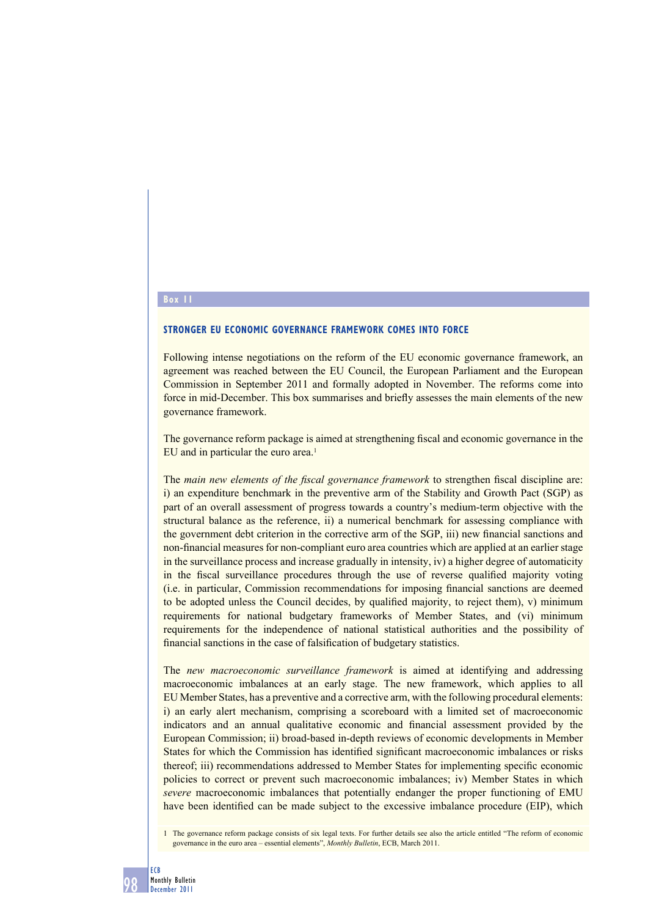## Box 11

### STRONGER EU ECONOMIC GOVERNANCE FRAMEWORK COMES INTO FORCE

Following intense negotiations on the reform of the EU economic governance framework, an agreement was reached between the EU Council, the European Parliament and the European Commission in September 2011 and formally adopted in November. The reforms come into force in mid-December. This box summarises and briefly assesses the main elements of the new governance framework.

The governance reform package is aimed at strengthening fiscal and economic governance in the EU and in particular the euro area.[1]

The *main new elements of the fiscal governance framework* to strengthen fiscal discipline are: i) an expenditure benchmark in the preventive arm of the Stability and Growth Pact (SGP) as part of an overall assessment of progress towards a country's medium-term objective with the structural balance as the reference, ii) a numerical benchmark for assessing compliance with the government debt criterion in the corrective arm of the SGP, iii) new financial sanctions and non-financial measures for non-compliant euro area countries which are applied at an earlier stage in the surveillance process and increase gradually in intensity, iv) a higher degree of automaticity in the fiscal surveillance procedures through the use of reverse qualified majority voting (i.e. in particular, Commission recommendations for imposing financial sanctions are deemed to be adopted unless the Council decides, by qualified majority, to reject them), v) minimum requirements for national budgetary frameworks of Member States, and (vi) minimum requirements for the independence of national statistical authorities and the possibility of financial sanctions in the case of falsification of budgetary statistics.

The *new macroeconomic surveillance framework* is aimed at identifying and addressing macroeconomic imbalances at an early stage. The new framework, which applies to all EU Member States, has a preventive and a corrective arm, with the following procedural elements: i) an early alert mechanism, comprising a scoreboard with a limited set of macroeconomic indicators and an annual qualitative economic and financial assessment provided by the European Commission; ii) broad-based in-depth reviews of economic developments in Member States for which the Commission has identified significant macroeconomic imbalances or risks thereof; iii) recommendations addressed to Member States for implementing specific economic policies to correct or prevent such macroeconomic imbalances; iv) Member States in which *severe* macroeconomic imbalances that potentially endanger the proper functioning of EMU have been identified can be made subject to the excessive imbalance procedure (EIP), which

1 The governance reform package consists of six legal texts. For further details see also the article entitled "The reform of economic governance in the euro area – essential elements", *Monthly Bulletin*, ECB, March 2011.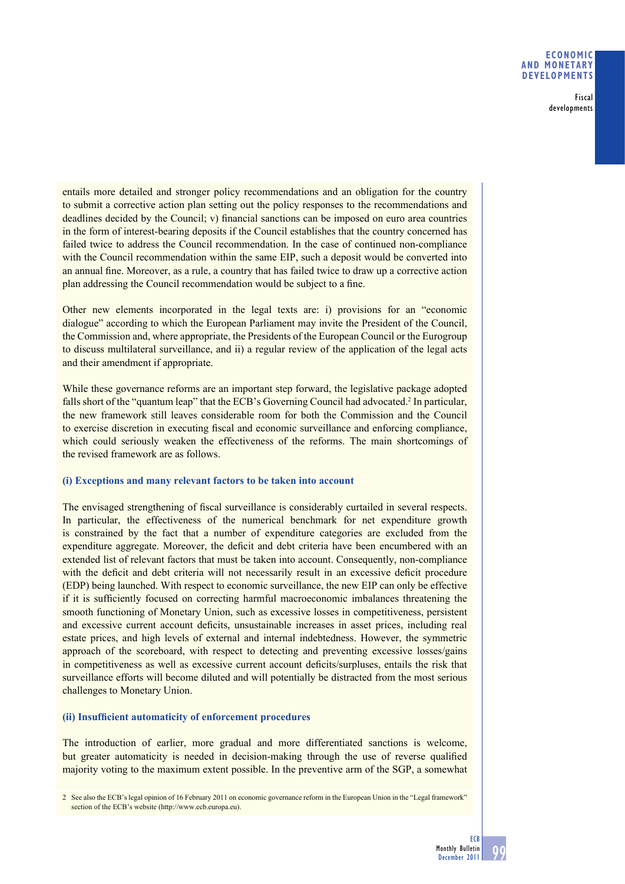entails more detailed and stronger policy recommendations and an obligation for the country to submit a corrective action plan setting out the policy responses to the recommendations and deadlines decided by the Council; v) financial sanctions can be imposed on euro area countries in the form of interest-bearing deposits if the Council establishes that the country concerned has failed twice to address the Council recommendation. In the case of continued non-compliance with the Council recommendation within the same EIP, such a deposit would be converted into an annual fine. Moreover, as a rule, a country that has failed twice to draw up a corrective action plan addressing the Council recommendation would be subject to a fine.

Other new elements incorporated in the legal texts are: i) provisions for an "economic dialogue" according to which the European Parliament may invite the President of the Council, the Commission and, where appropriate, the Presidents of the European Council or the Eurogroup to discuss multilateral surveillance, and ii) a regular review of the application of the legal acts and their amendment if appropriate.

While these governance reforms are an important step forward, the legislative package adopted falls short of the "quantum leap" that the ECB's Governing Council had advocated.[2] In particular, the new framework still leaves considerable room for both the Commission and the Council to exercise discretion in executing fiscal and economic surveillance and enforcing compliance, which could seriously weaken the effectiveness of the reforms. The main shortcomings of the revised framework are as follows.

### (i) Exceptions and many relevant factors to be taken into account

The envisaged strengthening of fiscal surveillance is considerably curtailed in several respects. In particular, the effectiveness of the numerical benchmark for net expenditure growth is constrained by the fact that a number of expenditure categories are excluded from the expenditure aggregate. Moreover, the deficit and debt criteria have been encumbered with an extended list of relevant factors that must be taken into account. Consequently, non-compliance with the deficit and debt criteria will not necessarily result in an excessive deficit procedure (EDP) being launched. With respect to economic surveillance, the new EIP can only be effective if it is sufficiently focused on correcting harmful macroeconomic imbalances threatening the smooth functioning of Monetary Union, such as excessive losses in competitiveness, persistent and excessive current account deficits, unsustainable increases in asset prices, including real estate prices, and high levels of external and internal indebtedness. However, the symmetric approach of the scoreboard, with respect to detecting and preventing excessive losses/gains in competitiveness as well as excessive current account deficits/surpluses, entails the risk that surveillance efforts will become diluted and will potentially be distracted from the most serious challenges to Monetary Union.

### (ii) Insufficient automaticity of enforcement procedures

The introduction of earlier, more gradual and more differentiated sanctions is welcome, but greater automaticity is needed in decision-making through the use of reverse qualified majority voting to the maximum extent possible. In the preventive arm of the SGP, a somewhat

2 See also the ECB's legal opinion of 16 February 2011 on economic governance reform in the European Union in the "Legal framework" section of the ECB's website (http://www.ecb.europa.eu).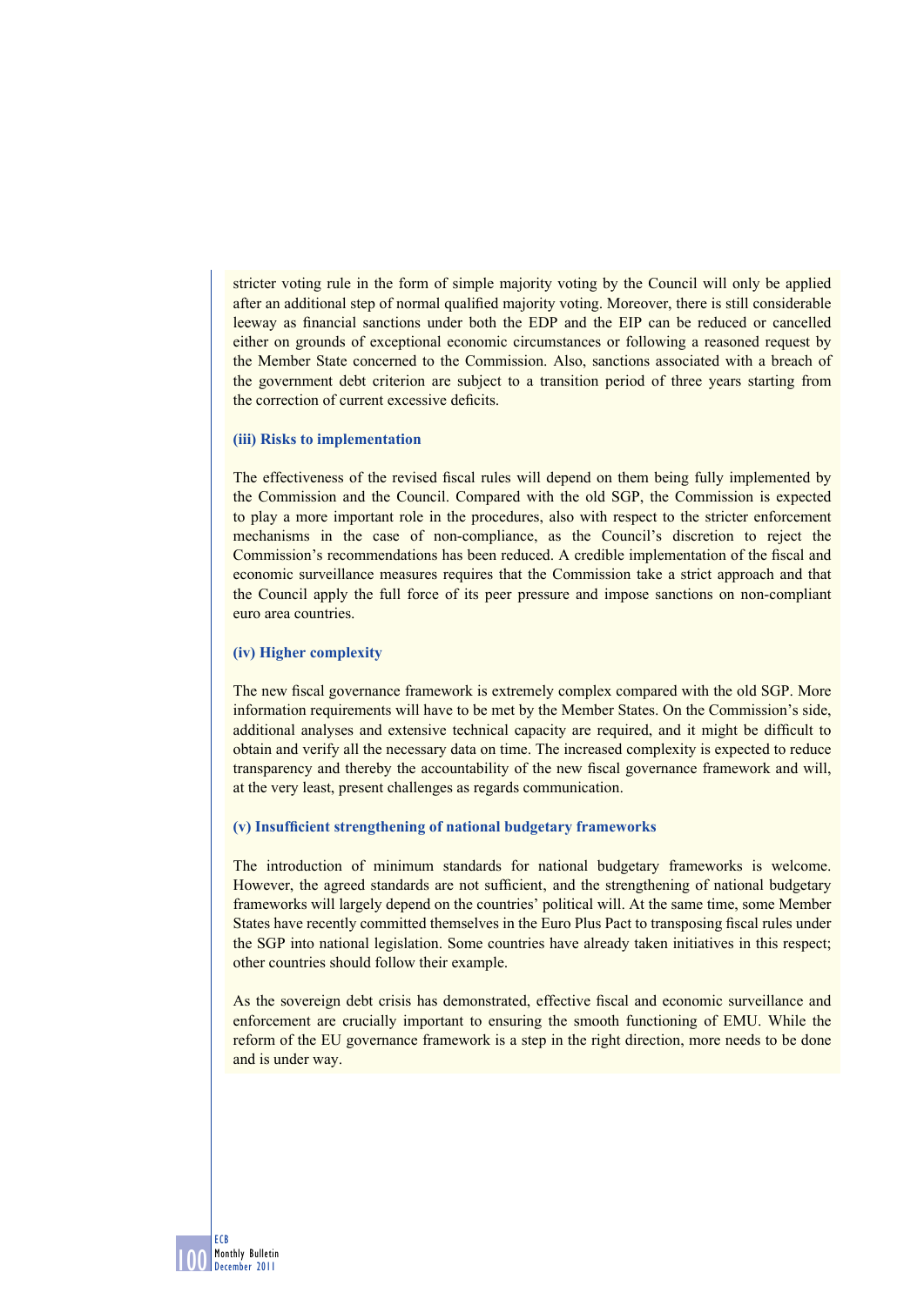stricter voting rule in the form of simple majority voting by the Council will only be applied after an additional step of normal qualified majority voting. Moreover, there is still considerable leeway as financial sanctions under both the EDP and the EIP can be reduced or cancelled either on grounds of exceptional economic circumstances or following a reasoned request by the Member State concerned to the Commission. Also, sanctions associated with a breach of the government debt criterion are subject to a transition period of three years starting from the correction of current excessive deficits.

#### (iii) Risks to implementation

The effectiveness of the revised fiscal rules will depend on them being fully implemented by the Commission and the Council. Compared with the old SGP, the Commission is expected to play a more important role in the procedures, also with respect to the stricter enforcement mechanisms in the case of non-compliance, as the Council's discretion to reject the Commission's recommendations has been reduced. A credible implementation of the fiscal and economic surveillance measures requires that the Commission take a strict approach and that the Council apply the full force of its peer pressure and impose sanctions on non-compliant euro area countries.

#### (iv) Higher complexity

The new fiscal governance framework is extremely complex compared with the old SGP. More information requirements will have to be met by the Member States. On the Commission's side, additional analyses and extensive technical capacity are required, and it might be difficult to obtain and verify all the necessary data on time. The increased complexity is expected to reduce transparency and thereby the accountability of the new fiscal governance framework and will, at the very least, present challenges as regards communication.

#### (v) Insufficient strengthening of national budgetary frameworks

The introduction of minimum standards for national budgetary frameworks is welcome. However, the agreed standards are not sufficient, and the strengthening of national budgetary frameworks will largely depend on the countries' political will. At the same time, some Member States have recently committed themselves in the Euro Plus Pact to transposing fiscal rules under the SGP into national legislation. Some countries have already taken initiatives in this respect; other countries should follow their example.

As the sovereign debt crisis has demonstrated, effective fiscal and economic surveillance and enforcement are crucially important to ensuring the smooth functioning of EMU. While the reform of the EU governance framework is a step in the right direction, more needs to be done and is under way.